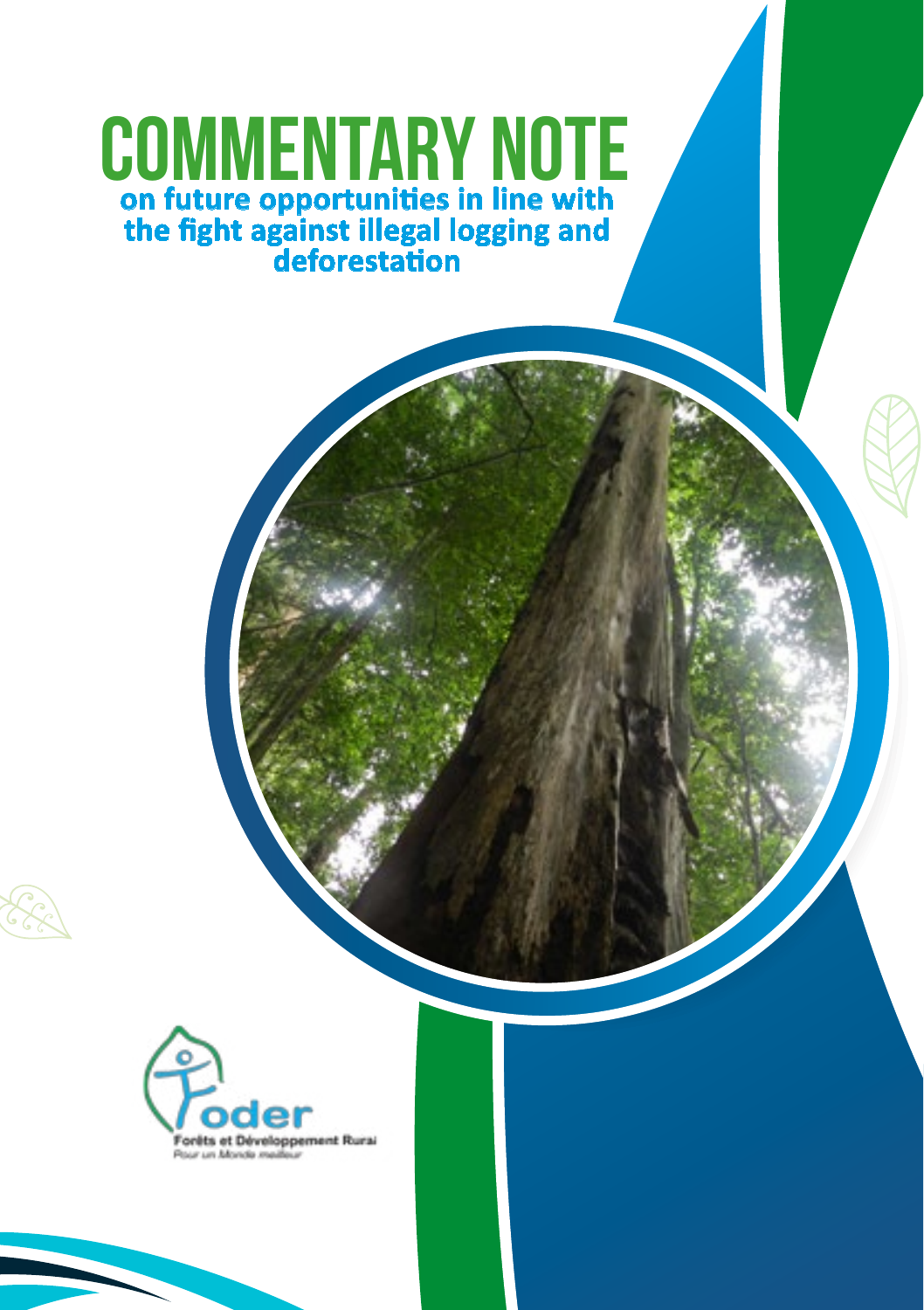# COMMENTARY NOTE

## on future opportunities in line with the fight against illegal logging and deforestation

Foder

Forêts et Développement Rural

*Pour un Monde meilleur*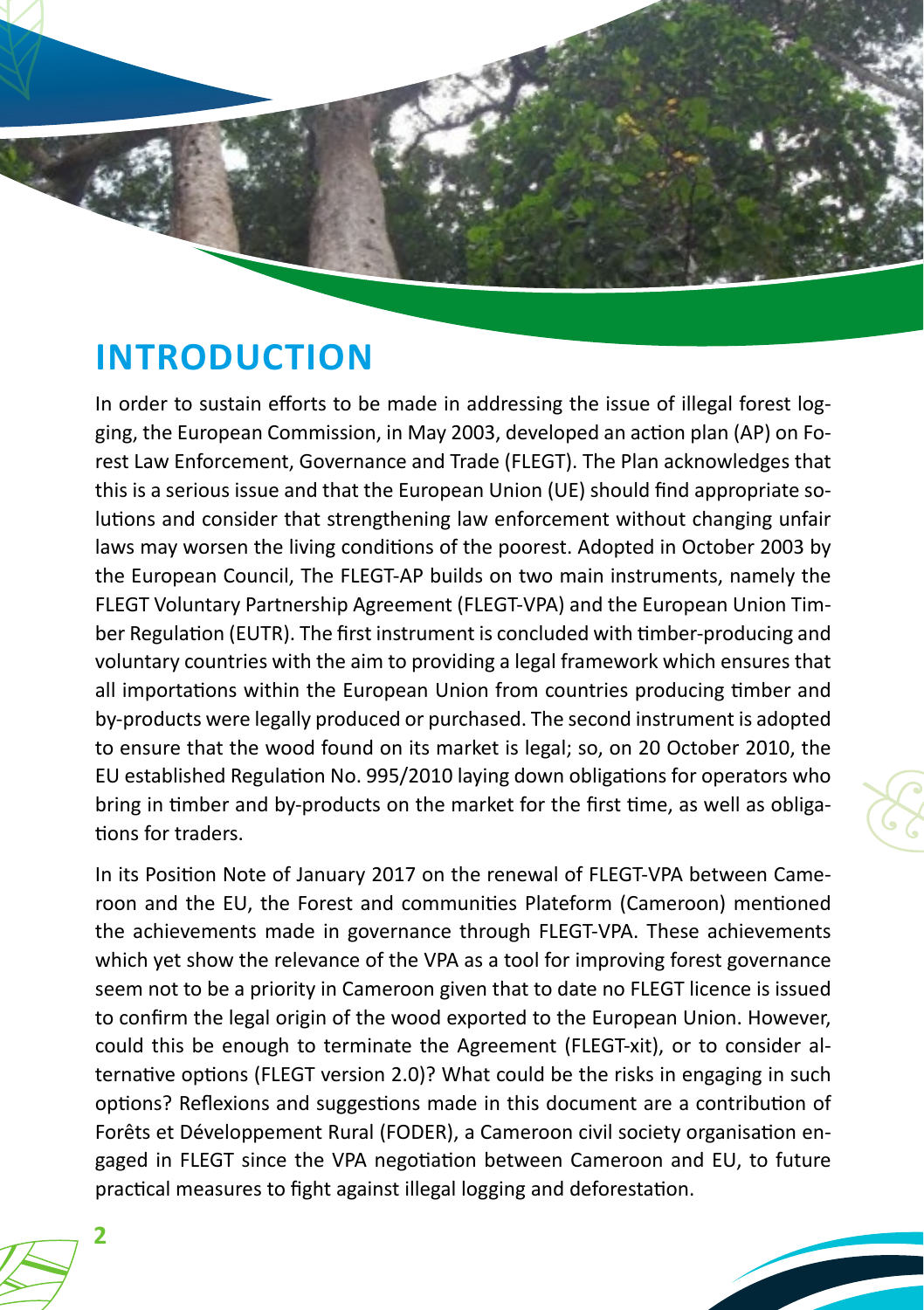## INTRODUCTION

In order to sustain efforts to be made in addressing the issue of illegal forest logging, the European Commission, in May 2003, developed an action plan (AP) on Forest Law Enforcement, Governance and Trade (FLEGT). The Plan acknowledges that this is a serious issue and that the European Union (UE) should find appropriate solutions and consider that strengthening law enforcement without changing unfair laws may worsen the living conditions of the poorest. Adopted in October 2003 by the European Council, The FLEGT-AP builds on two main instruments, namely the FLEGT Voluntary Partnership Agreement (FLEGT-VPA) and the European Union Timber Regulation (EUTR). The first instrument is concluded with timber-producing and voluntary countries with the aim to providing a legal framework which ensures that all importations within the European Union from countries producing timber and by-products were legally produced or purchased. The second instrument is adopted to ensure that the wood found on its market is legal; so, on 20 October 2010, the EU established Regulation No. 995/2010 laying down obligations for operators who bring in timber and by-products on the market for the first time, as well as obligations for traders.

In its Position Note of January 2017 on the renewal of FLEGT-VPA between Cameroon and the EU, the Forest and communities Plateform (Cameroon) mentioned the achievements made in governance through FLEGT-VPA. These achievements which yet show the relevance of the VPA as a tool for improving forest governance seem not to be a priority in Cameroon given that to date no FLEGT licence is issued to confirm the legal origin of the wood exported to the European Union. However, could this be enough to terminate the Agreement (FLEGT-xit), or to consider alternative options (FLEGT version 2.0)? What could be the risks in engaging in such options? Reflexions and suggestions made in this document are a contribution of Forêts et Développement Rural (FODER), a Cameroon civil society organisation engaged in FLEGT since the VPA negotiation between Cameroon and EU, to future practical measures to fight against illegal logging and deforestation.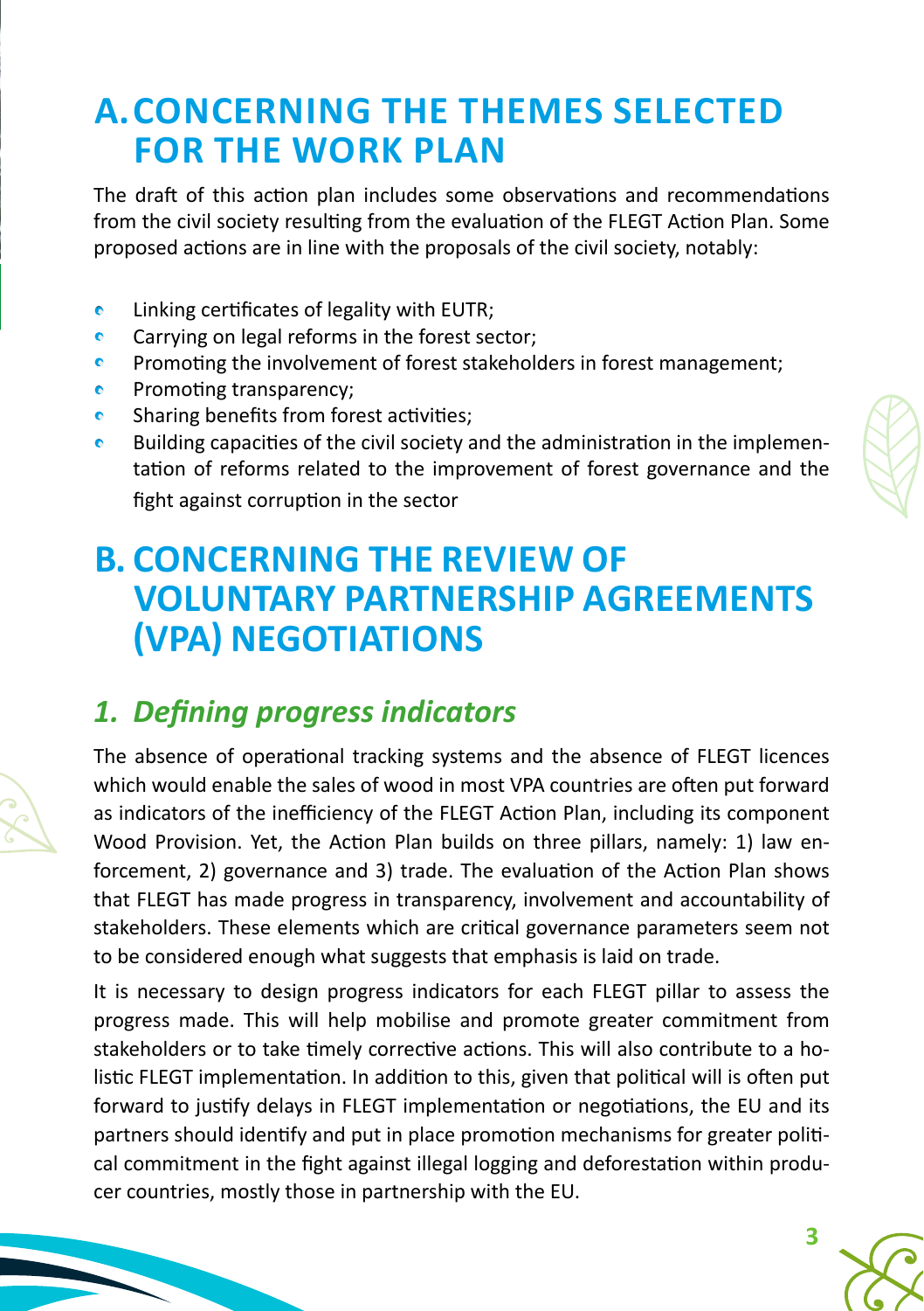# A. CONCERNING THE THEMES SELECTED FOR THE WORK PLAN

The draft of this action plan includes some observations and recommendations from the civil society resulting from the evaluation of the FLEGT Action Plan. Some proposed actions are in line with the proposals of the civil society, notably:

- Linking certificates of legality with EUTR;
- Carrying on legal reforms in the forest sector;
- Promoting the involvement of forest stakeholders in forest management;
- Promoting transparency;
- Sharing benefits from forest activities;
- Building capacities of the civil society and the administration in the implementation of reforms related to the improvement of forest governance and the fight against corruption in the sector

# B. CONCERNING THE REVIEW OF VOLUNTARY PARTNERSHIP AGREEMENTS (VPA) NEGOTIATIONS

## *1. Defining progress indicators*

The absence of operational tracking systems and the absence of FLEGT licences which would enable the sales of wood in most VPA countries are often put forward as indicators of the inefficiency of the FLEGT Action Plan, including its component Wood Provision. Yet, the Action Plan builds on three pillars, namely: 1) law enforcement, 2) governance and 3) trade. The evaluation of the Action Plan shows that FLEGT has made progress in transparency, involvement and accountability of stakeholders. These elements which are critical governance parameters seem not to be considered enough what suggests that emphasis is laid on trade.

It is necessary to design progress indicators for each FLEGT pillar to assess the progress made. This will help mobilise and promote greater commitment from stakeholders or to take timely corrective actions. This will also contribute to a holistic FLEGT implementation. In addition to this, given that political will is often put forward to justify delays in FLEGT implementation or negotiations, the EU and its partners should identify and put in place promotion mechanisms for greater political commitment in the fight against illegal logging and deforestation within producer countries, mostly those in partnership with the EU.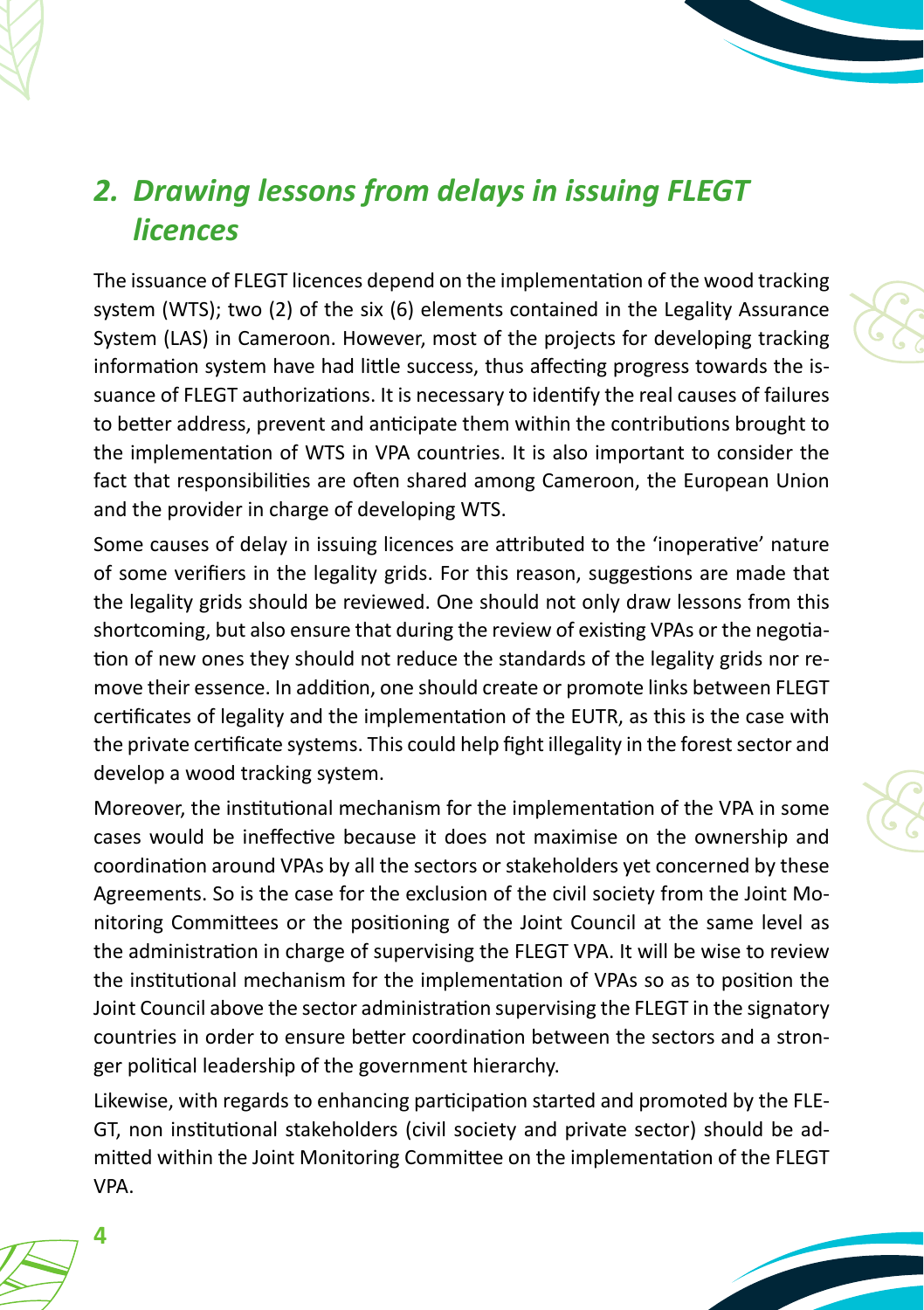## *2. Drawing lessons from delays in issuing FLEGT licences*

The issuance of FLEGT licences depend on the implementation of the wood tracking system (WTS); two (2) of the six (6) elements contained in the Legality Assurance System (LAS) in Cameroon. However, most of the projects for developing tracking information system have had little success, thus affecting progress towards the issuance of FLEGT authorizations. It is necessary to identify the real causes of failures to better address, prevent and anticipate them within the contributions brought to the implementation of WTS in VPA countries. It is also important to consider the fact that responsibilities are often shared among Cameroon, the European Union and the provider in charge of developing WTS.

Some causes of delay in issuing licences are attributed to the 'inoperative' nature of some verifiers in the legality grids. For this reason, suggestions are made that the legality grids should be reviewed. One should not only draw lessons from this shortcoming, but also ensure that during the review of existing VPAs or the negotiation of new ones they should not reduce the standards of the legality grids nor remove their essence. In addition, one should create or promote links between FLEGT certificates of legality and the implementation of the EUTR, as this is the case with the private certificate systems. This could help fight illegality in the forest sector and develop a wood tracking system.

Moreover, the institutional mechanism for the implementation of the VPA in some cases would be ineffective because it does not maximise on the ownership and coordination around VPAs by all the sectors or stakeholders yet concerned by these Agreements. So is the case for the exclusion of the civil society from the Joint Monitoring Committees or the positioning of the Joint Council at the same level as the administration in charge of supervising the FLEGT VPA. It will be wise to review the institutional mechanism for the implementation of VPAs so as to position the Joint Council above the sector administration supervising the FLEGT in the signatory countries in order to ensure better coordination between the sectors and a stronger political leadership of the government hierarchy.

Likewise, with regards to enhancing participation started and promoted by the FLEGT, non institutional stakeholders (civil society and private sector) should be admitted within the Joint Monitoring Committee on the implementation of the FLEGT VPA.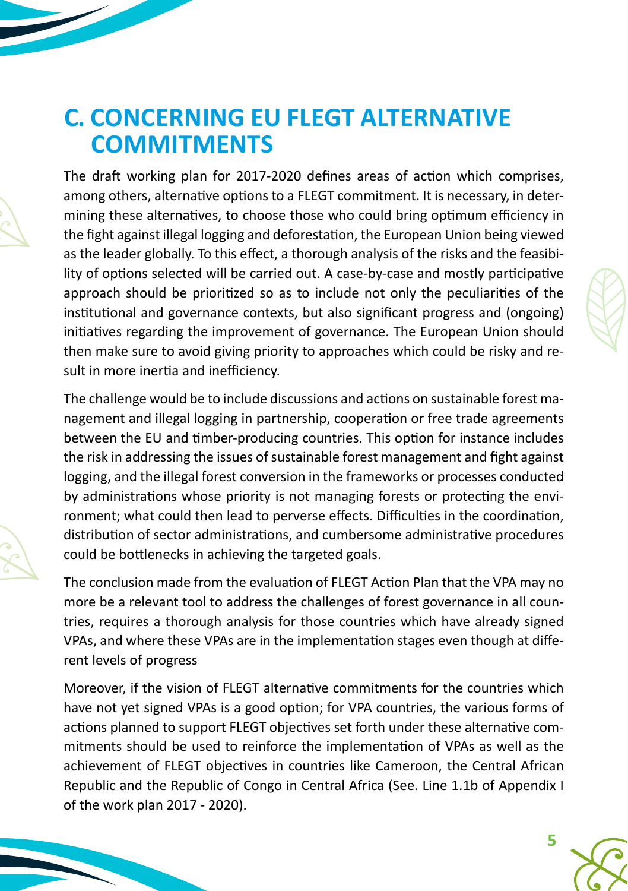## C. CONCERNING EU FLEGT ALTERNATIVE COMMITMENTS

The draft working plan for 2017-2020 defines areas of action which comprises, among others, alternative options to a FLEGT commitment. It is necessary, in determining these alternatives, to choose those who could bring optimum efficiency in the fight against illegal logging and deforestation, the European Union being viewed as the leader globally. To this effect, a thorough analysis of the risks and the feasibility of options selected will be carried out. A case-by-case and mostly participative approach should be prioritized so as to include not only the peculiarities of the institutional and governance contexts, but also significant progress and (ongoing) initiatives regarding the improvement of governance. The European Union should then make sure to avoid giving priority to approaches which could be risky and result in more inertia and inefficiency.

The challenge would be to include discussions and actions on sustainable forest management and illegal logging in partnership, cooperation or free trade agreements between the EU and timber-producing countries. This option for instance includes the risk in addressing the issues of sustainable forest management and fight against logging, and the illegal forest conversion in the frameworks or processes conducted by administrations whose priority is not managing forests or protecting the environment; what could then lead to perverse effects. Difficulties in the coordination, distribution of sector administrations, and cumbersome administrative procedures could be bottlenecks in achieving the targeted goals.

The conclusion made from the evaluation of FLEGT Action Plan that the VPA may no more be a relevant tool to address the challenges of forest governance in all countries, requires a thorough analysis for those countries which have already signed VPAs, and where these VPAs are in the implementation stages even though at different levels of progress

Moreover, if the vision of FLEGT alternative commitments for the countries which have not yet signed VPAs is a good option; for VPA countries, the various forms of actions planned to support FLEGT objectives set forth under these alternative commitments should be used to reinforce the implementation of VPAs as well as the achievement of FLEGT objectives in countries like Cameroon, the Central African Republic and the Republic of Congo in Central Africa (See. Line 1.1b of Appendix I of the work plan 2017 - 2020).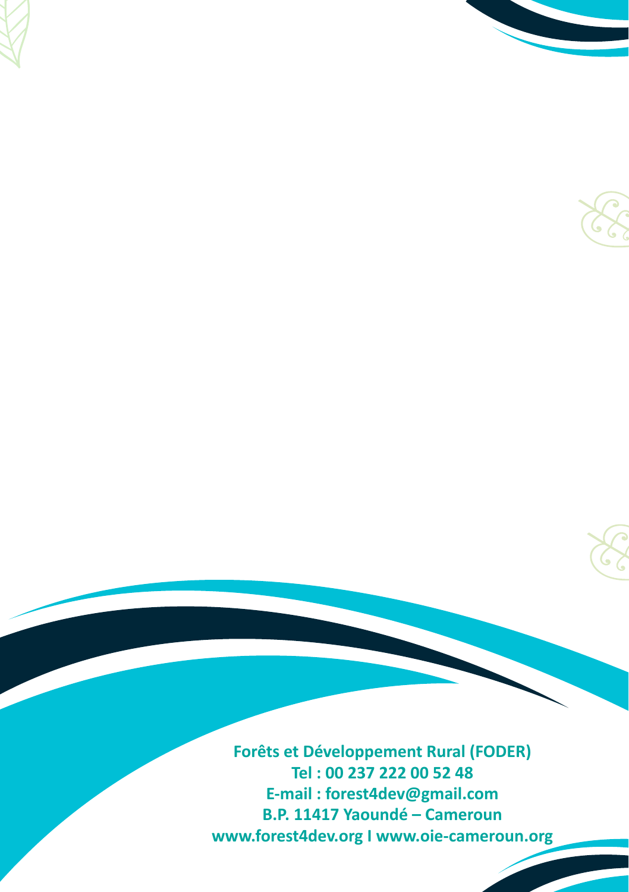**Forêts et Développement Rural (FODER)**
**Tel : 00 237 222 00 52 48**
**E-mail : forest4dev@gmail.com**
**B.P. 11417 Yaoundé – Cameroun**
**www.forest4dev.org I www.oie-cameroun.org**